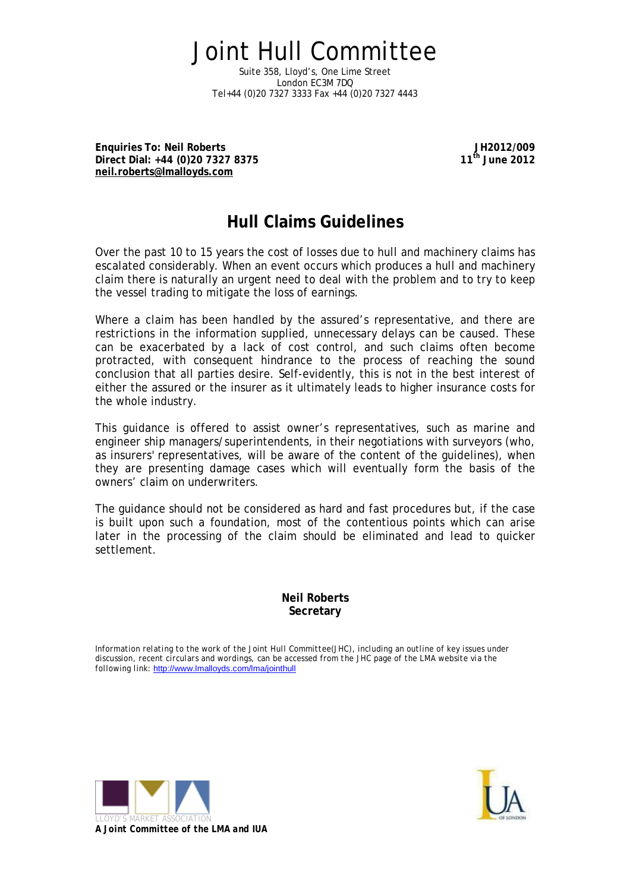# Joint Hull Committee

Suite 358, Lloyd's, One Lime Street
London EC3M 7DQ
Tel+44 (0)20 7327 3333 Fax +44 (0)20 7327 4443

**Enquiries To: Neil Roberts**
**Direct Dial: +44 (0)20 7327 8375**
**neil.roberts@lmalloyds.com**

**JH2012/009**
**11th June 2012**

## Hull Claims Guidelines

Over the past 10 to 15 years the cost of losses due to hull and machinery claims has escalated considerably. When an event occurs which produces a hull and machinery claim there is naturally an urgent need to deal with the problem and to try to keep the vessel trading to mitigate the loss of earnings.

Where a claim has been handled by the assured's representative, and there are restrictions in the information supplied, unnecessary delays can be caused. These can be exacerbated by a lack of cost control, and such claims often become protracted, with consequent hindrance to the process of reaching the sound conclusion that all parties desire. Self-evidently, this is not in the best interest of either the assured or the insurer as it ultimately leads to higher insurance costs for the whole industry.

This guidance is offered to assist owner's representatives, such as marine and engineer ship managers/superintendents, in their negotiations with surveyors (who, as insurers' representatives, will be aware of the content of the guidelines), when they are presenting damage cases which will eventually form the basis of the owners' claim on underwriters.

The guidance should not be considered as hard and fast procedures but, if the case is built upon such a foundation, most of the contentious points which can arise later in the processing of the claim should be eliminated and lead to quicker settlement.

**Neil Roberts**
**Secretary**

*Information relating to the work of the Joint Hull Committee(JHC), including an outline of key issues under discussion, recent circulars and wordings, can be accessed from the JHC page of the LMA website via the following link:* http://www.lmalloyds.com/lma/jointhull

LLOYD'S MARKET ASSOCIATION

***A Joint Committee of the LMA and IUA***

IUA OF LONDON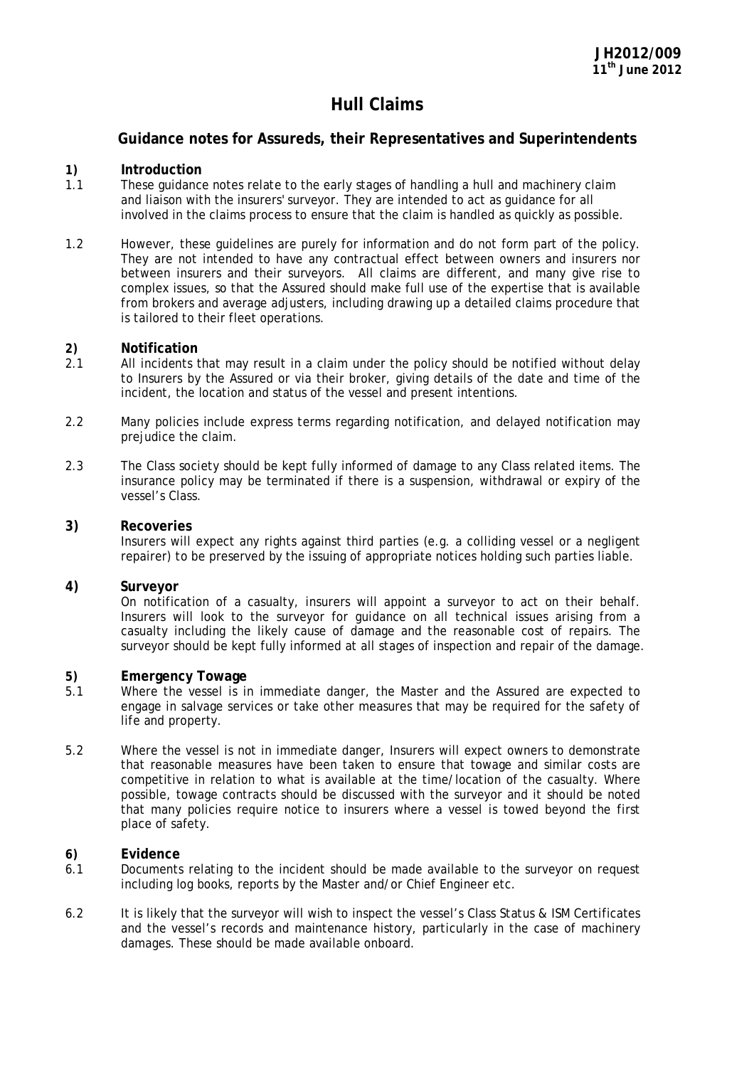**JH2012/009**
**11th June 2012**

# Hull Claims

## Guidance notes for Assureds, their Representatives and Superintendents

**1) Introduction**

1.1 These guidance notes relate to the early stages of handling a hull and machinery claim and liaison with the insurers' surveyor. They are intended to act as guidance for all involved in the claims process to ensure that the claim is handled as quickly as possible.

1.2 However, these guidelines are purely for information and do not form part of the policy. They are not intended to have any contractual effect between owners and insurers nor between insurers and their surveyors. All claims are different, and many give rise to complex issues, so that the Assured should make full use of the expertise that is available from brokers and average adjusters, including drawing up a detailed claims procedure that is tailored to their fleet operations.

**2) Notification**

2.1 All incidents that may result in a claim under the policy should be notified without delay to Insurers by the Assured or via their broker, giving details of the date and time of the incident, the location and status of the vessel and present intentions.

2.2 Many policies include express terms regarding notification, and delayed notification may prejudice the claim.

2.3 The Class society should be kept fully informed of damage to any Class related items. The insurance policy may be terminated if there is a suspension, withdrawal or expiry of the vessel's Class.

**3) Recoveries**

Insurers will expect any rights against third parties (e.g. a colliding vessel or a negligent repairer) to be preserved by the issuing of appropriate notices holding such parties liable.

**4) Surveyor**

On notification of a casualty, insurers will appoint a surveyor to act on their behalf. Insurers will look to the surveyor for guidance on all technical issues arising from a casualty including the likely cause of damage and the reasonable cost of repairs. The surveyor should be kept fully informed at all stages of inspection and repair of the damage.

**5) Emergency Towage**

5.1 Where the vessel is in immediate danger, the Master and the Assured are expected to engage in salvage services or take other measures that may be required for the safety of life and property.

5.2 Where the vessel is not in immediate danger, Insurers will expect owners to demonstrate that reasonable measures have been taken to ensure that towage and similar costs are competitive in relation to what is available at the time/location of the casualty. Where possible, towage contracts should be discussed with the surveyor and it should be noted that many policies require notice to insurers where a vessel is towed beyond the first place of safety.

**6) Evidence**

6.1 Documents relating to the incident should be made available to the surveyor on request including log books, reports by the Master and/or Chief Engineer etc.

6.2 It is likely that the surveyor will wish to inspect the vessel's Class Status & ISM Certificates and the vessel's records and maintenance history, particularly in the case of machinery damages. These should be made available onboard.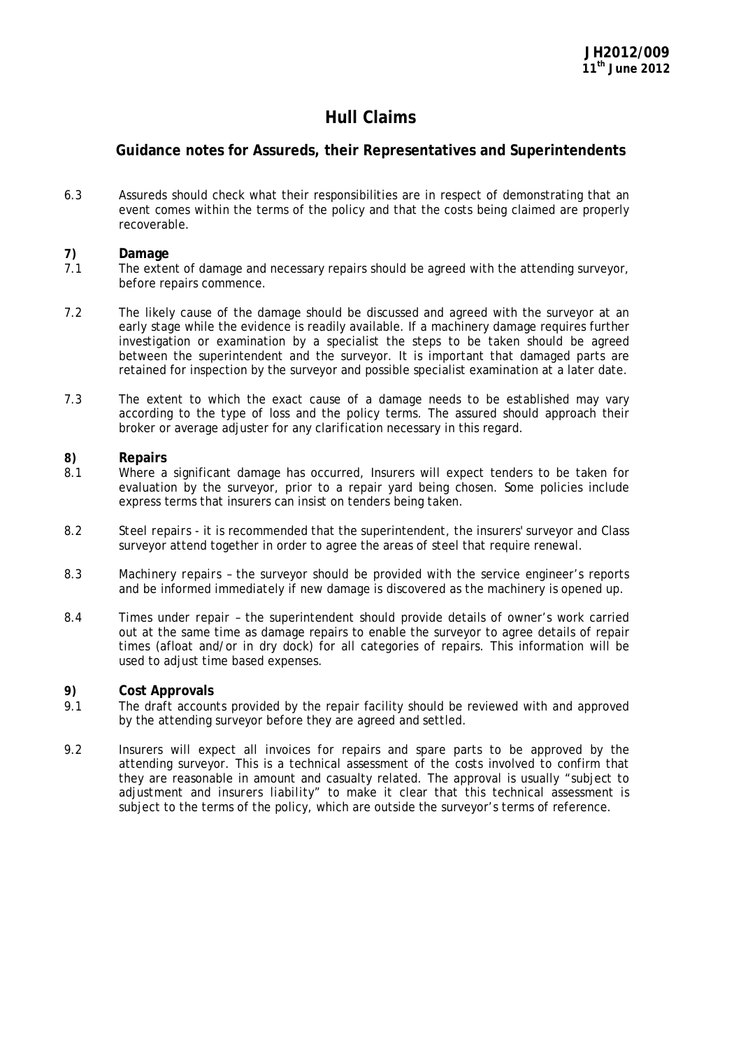6.3 Assureds should check what their responsibilities are in respect of demonstrating that an event comes within the terms of the policy and that the costs being claimed are properly recoverable.

**7) Damage**

7.1 The extent of damage and necessary repairs should be agreed with the attending surveyor, before repairs commence.

7.2 The likely cause of the damage should be discussed and agreed with the surveyor at an early stage while the evidence is readily available. If a machinery damage requires further investigation or examination by a specialist the steps to be taken should be agreed between the superintendent and the surveyor. It is important that damaged parts are retained for inspection by the surveyor and possible specialist examination at a later date.

7.3 The extent to which the exact cause of a damage needs to be established may vary according to the type of loss and the policy terms. The assured should approach their broker or average adjuster for any clarification necessary in this regard.

**8) Repairs**

8.1 Where a significant damage has occurred, Insurers will expect tenders to be taken for evaluation by the surveyor, prior to a repair yard being chosen. Some policies include express terms that insurers can insist on tenders being taken.

8.2 *Steel repairs* - it is recommended that the superintendent, the insurers' surveyor and Class surveyor attend together in order to agree the areas of steel that require renewal.

8.3 *Machinery repairs* – the surveyor should be provided with the service engineer's reports and be informed immediately if new damage is discovered as the machinery is opened up.

8.4 *Times under repair* – the superintendent should provide details of owner's work carried out at the same time as damage repairs to enable the surveyor to agree details of repair times (afloat and/or in dry dock) for all categories of repairs. This information will be used to adjust time based expenses.

**9) Cost Approvals**

9.1 The draft accounts provided by the repair facility should be reviewed with and approved by the attending surveyor before they are agreed and settled.

9.2 Insurers will expect all invoices for repairs and spare parts to be approved by the attending surveyor. This is a technical assessment of the costs involved to confirm that they are reasonable in amount and casualty related. The approval is usually "*subject to adjustment and insurers liability*" to make it clear that this technical assessment is subject to the terms of the policy, which are outside the surveyor's terms of reference.